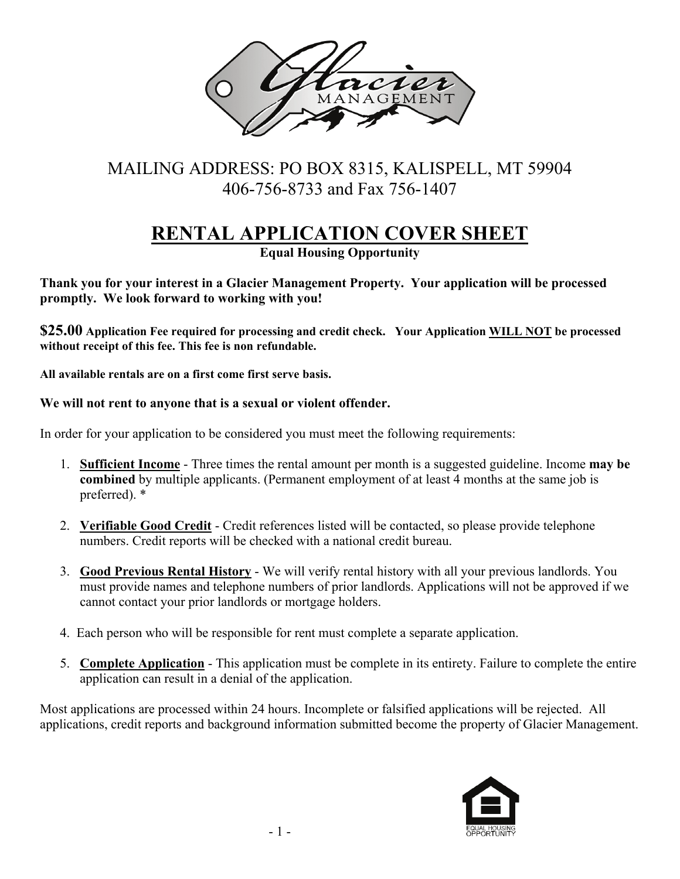Glacier MANAGEMENT

MAILING ADDRESS: PO BOX 8315, KALISPELL, MT 59904
406-756-8733 and Fax 756-1407

# RENTAL APPLICATION COVER SHEET

**Equal Housing Opportunity**

**Thank you for your interest in a Glacier Management Property. Your application will be processed promptly. We look forward to working with you!**

**$25.00 Application Fee required for processing and credit check. Your Application <u>WILL NOT</u> be processed without receipt of this fee. This fee is non refundable.**

**All available rentals are on a first come first serve basis.**

**We will not rent to anyone that is a sexual or violent offender.**

In order for your application to be considered you must meet the following requirements:

1. **<u>Sufficient Income</u>** - Three times the rental amount per month is a suggested guideline. Income **may be combined** by multiple applicants. (Permanent employment of at least 4 months at the same job is preferred). *

2. **<u>Verifiable Good Credit</u>** - Credit references listed will be contacted, so please provide telephone numbers. Credit reports will be checked with a national credit bureau.

3. **<u>Good Previous Rental History</u>** - We will verify rental history with all your previous landlords. You must provide names and telephone numbers of prior landlords. Applications will not be approved if we cannot contact your prior landlords or mortgage holders.

4. Each person who will be responsible for rent must complete a separate application.

5. **<u>Complete Application</u>** - This application must be complete in its entirety. Failure to complete the entire application can result in a denial of the application.

Most applications are processed within 24 hours. Incomplete or falsified applications will be rejected. All applications, credit reports and background information submitted become the property of Glacier Management.

EQUAL HOUSING OPPORTUNITY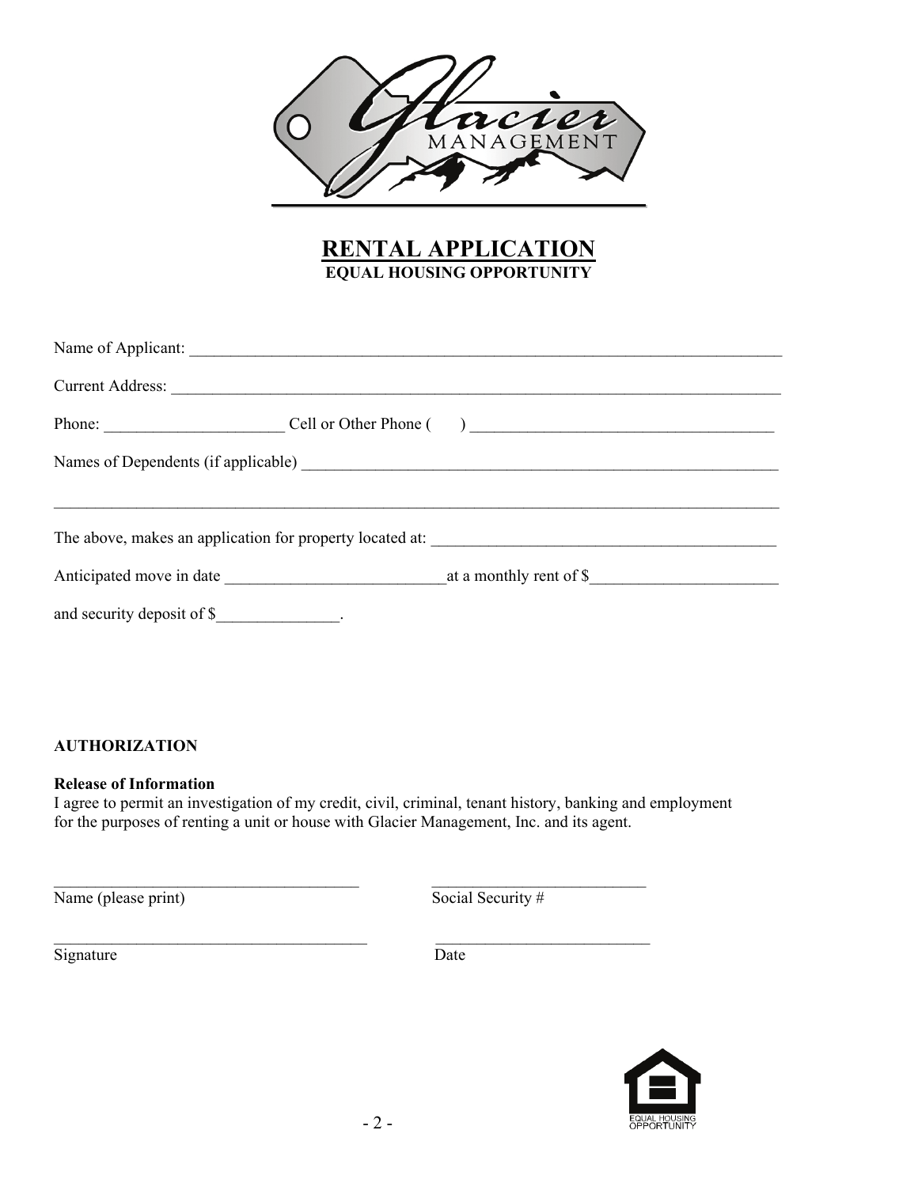# RENTAL APPLICATION

**EQUAL HOUSING OPPORTUNITY**

Name of Applicant: ___________________________________________________________________________

Current Address: _____________________________________________________________________________

Phone: ______________________ Cell or Other Phone (      ) _____________________________________

Names of Dependents (if applicable) ___________________________________________________________

_____________________________________________________________________________________________

The above, makes an application for property located at: __________________________________________

Anticipated move in date __________________________at a monthly rent of $______________________

and security deposit of $_______________.

**AUTHORIZATION**

**Release of Information**

I agree to permit an investigation of my credit, civil, criminal, tenant history, banking and employment for the purposes of renting a unit or house with Glacier Management, Inc. and its agent.

______________________________________ ___________________________

Name (please print) Social Security #

_______________________________________ __________________________

Signature Date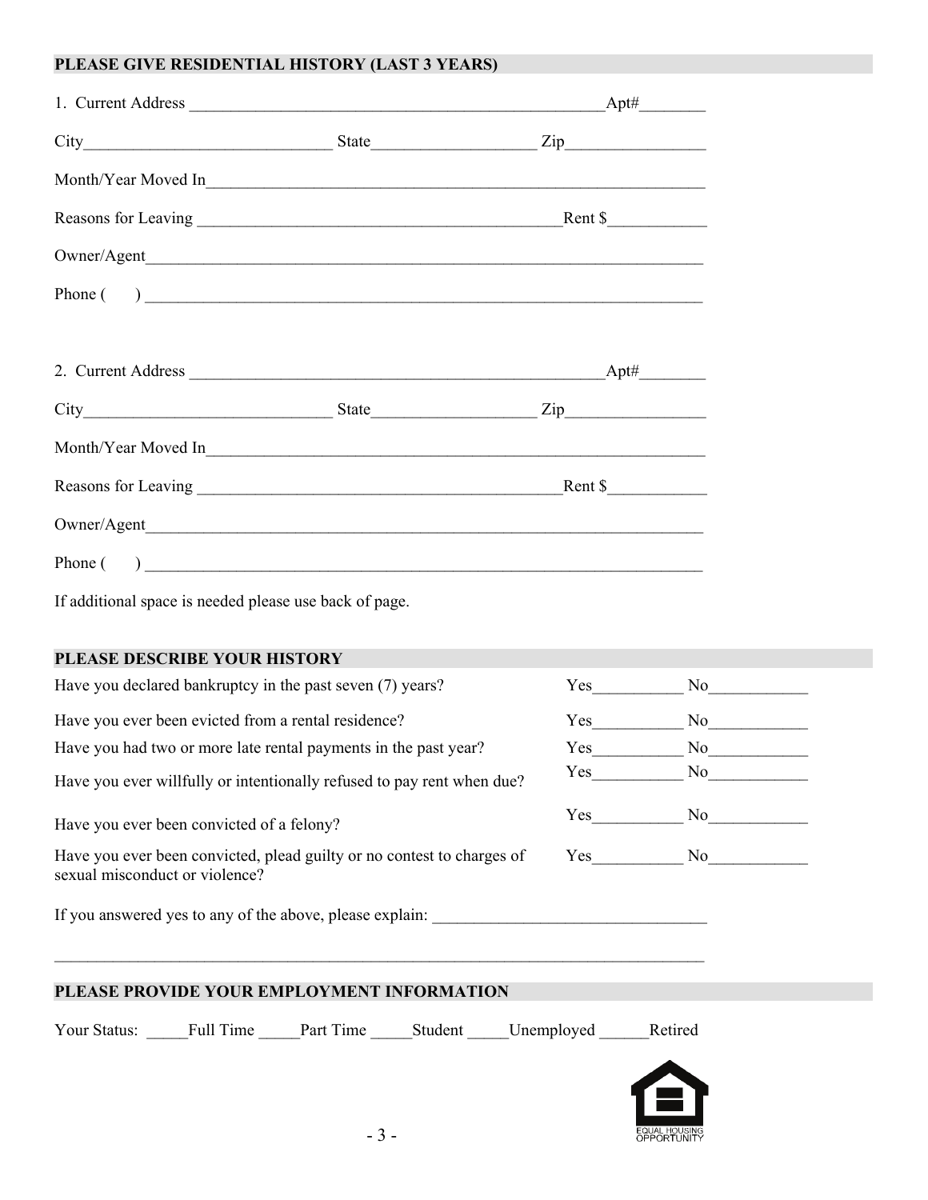## PLEASE GIVE RESIDENTIAL HISTORY (LAST 3 YEARS)

1. Current Address ____________________________________________________Apt#________

City______________________________ State___________________ Zip________________

Month/Year Moved In______________________________________________________________

Reasons for Leaving ____________________________________________Rent $___________

Owner/Agent____________________________________________________________________

Phone (     ) __________________________________________________________________

2. Current Address ____________________________________________________Apt#________

City______________________________ State___________________ Zip________________

Month/Year Moved In______________________________________________________________

Reasons for Leaving ____________________________________________Rent $___________

Owner/Agent____________________________________________________________________

Phone (     ) __________________________________________________________________

If additional space is needed please use back of page.

## PLEASE DESCRIBE YOUR HISTORY

| | | |
|---|---|---|
| Have you declared bankruptcy in the past seven (7) years? | Yes__________ | No___________ |
| Have you ever been evicted from a rental residence? | Yes__________ | No___________ |
| Have you had two or more late rental payments in the past year? | Yes__________ | No___________ |
| Have you ever willfully or intentionally refused to pay rent when due? | Yes__________ | No___________ |
| Have you ever been convicted of a felony? | Yes__________ | No___________ |
| Have you ever been convicted, plead guilty or no contest to charges of sexual misconduct or violence? | Yes__________ | No___________ |

If you answered yes to any of the above, please explain: _______________________________

_____________________________________________________________________________

## PLEASE PROVIDE YOUR EMPLOYMENT INFORMATION

Your Status: _____Full Time _____Part Time _____Student _____Unemployed ______Retired

EQUAL HOUSING OPPORTUNITY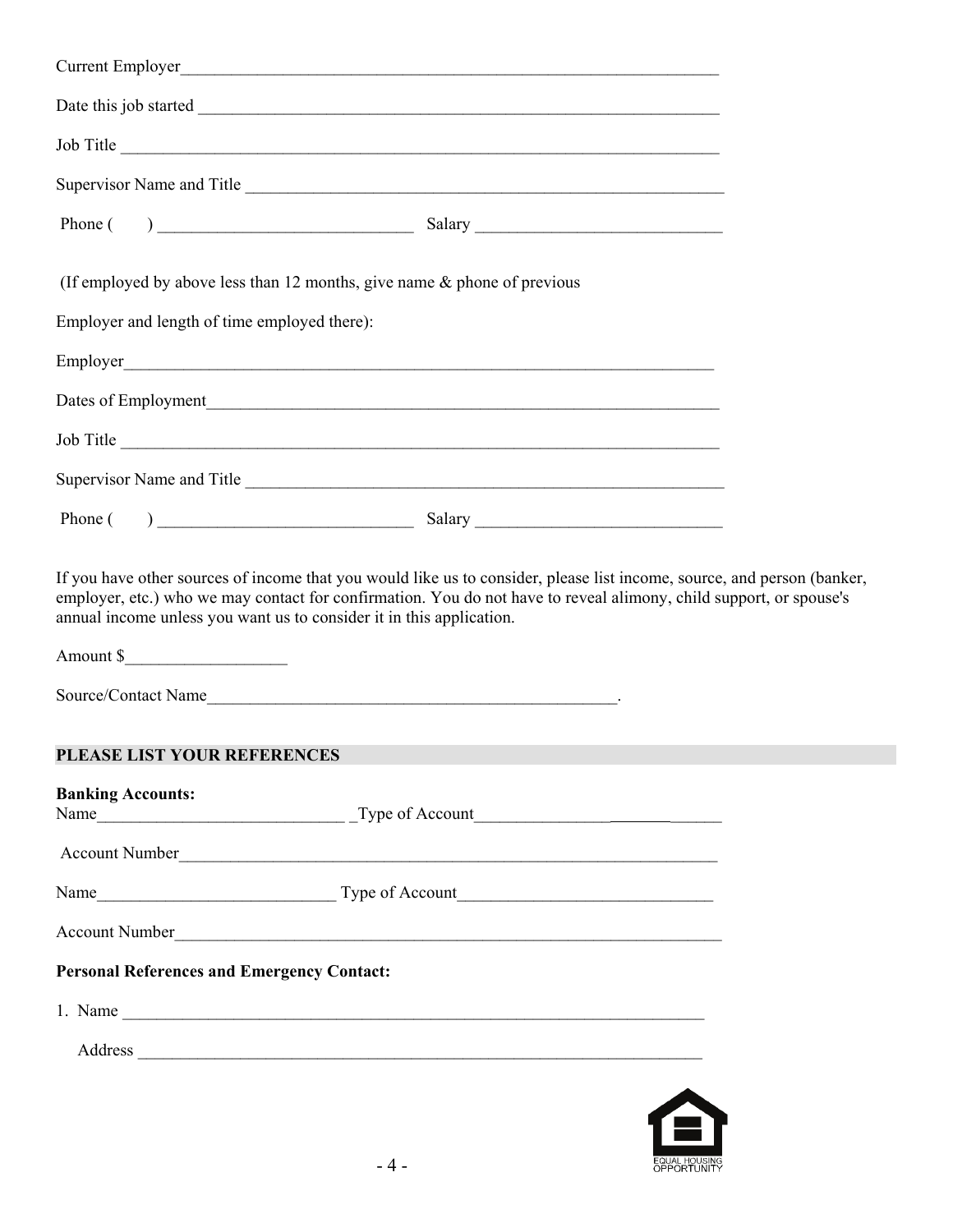Current Employer_______________________________________________________________

Date this job started _____________________________________________________________

Job Title _______________________________________________________________________

Supervisor Name and Title _________________________________________________________

Phone (      ) ______________________________ Salary ____________________________

(If employed by above less than 12 months, give name & phone of previous

Employer and length of time employed there):

Employer_______________________________________________________________________

Dates of Employment_____________________________________________________________

Job Title _______________________________________________________________________

Supervisor Name and Title _________________________________________________________

Phone (      ) ______________________________ Salary ____________________________

If you have other sources of income that you would like us to consider, please list income, source, and person (banker, employer, etc.) who we may contact for confirmation. You do not have to reveal alimony, child support, or spouse's annual income unless you want us to consider it in this application.

Amount $__________________

Source/Contact Name_______________________________________________.

## PLEASE LIST YOUR REFERENCES

**Banking Accounts:**

Name____________________________ _Type of Account_____________________________

Account Number_________________________________________________________________

Name____________________________ Type of Account_____________________________

Account Number_________________________________________________________________

**Personal References and Emergency Contact:**

1. Name ____________________________________________________________________

   Address __________________________________________________________________

EQUAL HOUSING OPPORTUNITY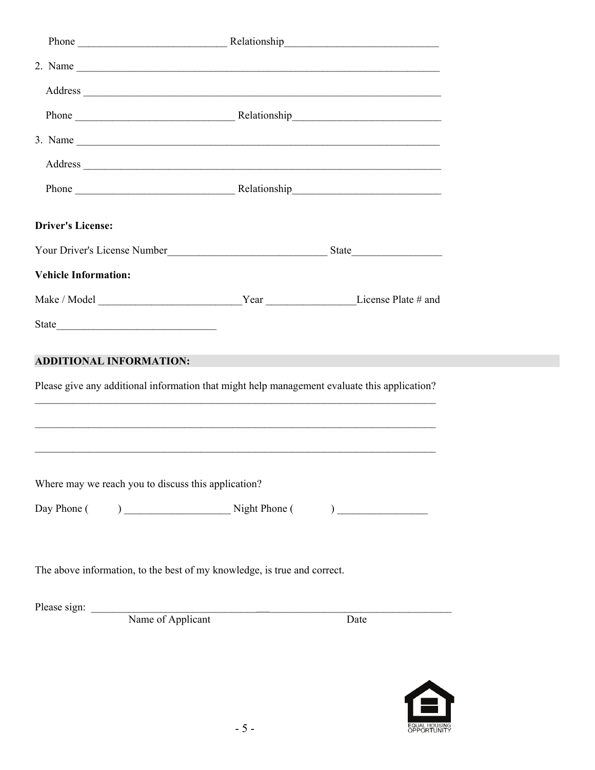Phone ___________________________ Relationship____________________________

2. Name ______________________________________________________________________

Address ______________________________________________________________________

Phone ______________________________ Relationship___________________________

3. Name ______________________________________________________________________

Address ______________________________________________________________________

Phone ______________________________ Relationship___________________________

**Driver's License:**

Your Driver's License Number_____________________________ State________________

**Vehicle Information:**

Make / Model __________________________Year ________________License Plate # and

State_____________________________

**ADDITIONAL INFORMATION:**

Please give any additional information that might help management evaluate this application?

_____________________________________________________________________________

_____________________________________________________________________________

_____________________________________________________________________________

Where may we reach you to discuss this application?

Day Phone (        ) ____________________ Night Phone (        ) _________________

The above information, to the best of my knowledge, is true and correct.

Please sign: _____________________________________________________________________

Name of Applicant                                        Date

EQUAL HOUSING OPPORTUNITY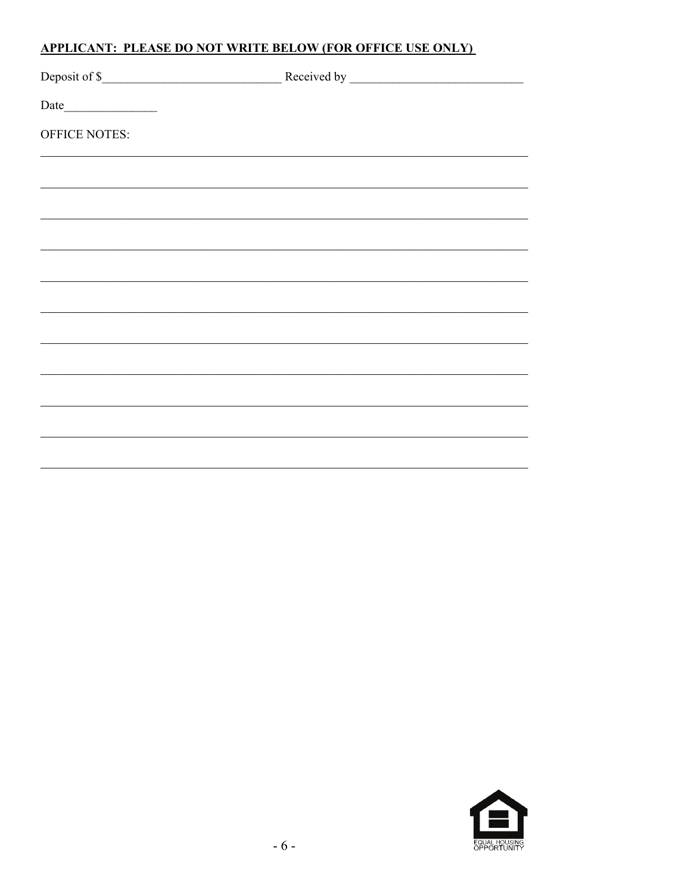**APPLICANT: PLEASE DO NOT WRITE BELOW (FOR OFFICE USE ONLY)**

Deposit of $\_\_\_\_\_\_\_\_\_\_\_\_\_\_\_\_\_\_\_\_\_\_\_\_\_\_\_\_\_\_ Received by \_\_\_\_\_\_\_\_\_\_\_\_\_\_\_\_\_\_\_\_\_\_\_\_\_\_\_\_\_\_

Date\_\_\_\_\_\_\_\_\_\_\_\_\_\_\_\_

OFFICE NOTES:

\_\_\_\_\_\_\_\_\_\_\_\_\_\_\_\_\_\_\_\_\_\_\_\_\_\_\_\_\_\_\_\_\_\_\_\_\_\_\_\_\_\_\_\_\_\_\_\_\_\_\_\_\_\_\_\_\_\_\_\_\_\_\_\_\_\_\_\_\_\_\_\_\_\_\_\_\_\_

\_\_\_\_\_\_\_\_\_\_\_\_\_\_\_\_\_\_\_\_\_\_\_\_\_\_\_\_\_\_\_\_\_\_\_\_\_\_\_\_\_\_\_\_\_\_\_\_\_\_\_\_\_\_\_\_\_\_\_\_\_\_\_\_\_\_\_\_\_\_\_\_\_\_\_\_\_\_

\_\_\_\_\_\_\_\_\_\_\_\_\_\_\_\_\_\_\_\_\_\_\_\_\_\_\_\_\_\_\_\_\_\_\_\_\_\_\_\_\_\_\_\_\_\_\_\_\_\_\_\_\_\_\_\_\_\_\_\_\_\_\_\_\_\_\_\_\_\_\_\_\_\_\_\_\_\_

\_\_\_\_\_\_\_\_\_\_\_\_\_\_\_\_\_\_\_\_\_\_\_\_\_\_\_\_\_\_\_\_\_\_\_\_\_\_\_\_\_\_\_\_\_\_\_\_\_\_\_\_\_\_\_\_\_\_\_\_\_\_\_\_\_\_\_\_\_\_\_\_\_\_\_\_\_\_

\_\_\_\_\_\_\_\_\_\_\_\_\_\_\_\_\_\_\_\_\_\_\_\_\_\_\_\_\_\_\_\_\_\_\_\_\_\_\_\_\_\_\_\_\_\_\_\_\_\_\_\_\_\_\_\_\_\_\_\_\_\_\_\_\_\_\_\_\_\_\_\_\_\_\_\_\_\_

\_\_\_\_\_\_\_\_\_\_\_\_\_\_\_\_\_\_\_\_\_\_\_\_\_\_\_\_\_\_\_\_\_\_\_\_\_\_\_\_\_\_\_\_\_\_\_\_\_\_\_\_\_\_\_\_\_\_\_\_\_\_\_\_\_\_\_\_\_\_\_\_\_\_\_\_\_\_

\_\_\_\_\_\_\_\_\_\_\_\_\_\_\_\_\_\_\_\_\_\_\_\_\_\_\_\_\_\_\_\_\_\_\_\_\_\_\_\_\_\_\_\_\_\_\_\_\_\_\_\_\_\_\_\_\_\_\_\_\_\_\_\_\_\_\_\_\_\_\_\_\_\_\_\_\_\_

\_\_\_\_\_\_\_\_\_\_\_\_\_\_\_\_\_\_\_\_\_\_\_\_\_\_\_\_\_\_\_\_\_\_\_\_\_\_\_\_\_\_\_\_\_\_\_\_\_\_\_\_\_\_\_\_\_\_\_\_\_\_\_\_\_\_\_\_\_\_\_\_\_\_\_\_\_\_

\_\_\_\_\_\_\_\_\_\_\_\_\_\_\_\_\_\_\_\_\_\_\_\_\_\_\_\_\_\_\_\_\_\_\_\_\_\_\_\_\_\_\_\_\_\_\_\_\_\_\_\_\_\_\_\_\_\_\_\_\_\_\_\_\_\_\_\_\_\_\_\_\_\_\_\_\_\_

\_\_\_\_\_\_\_\_\_\_\_\_\_\_\_\_\_\_\_\_\_\_\_\_\_\_\_\_\_\_\_\_\_\_\_\_\_\_\_\_\_\_\_\_\_\_\_\_\_\_\_\_\_\_\_\_\_\_\_\_\_\_\_\_\_\_\_\_\_\_\_\_\_\_\_\_\_\_

\_\_\_\_\_\_\_\_\_\_\_\_\_\_\_\_\_\_\_\_\_\_\_\_\_\_\_\_\_\_\_\_\_\_\_\_\_\_\_\_\_\_\_\_\_\_\_\_\_\_\_\_\_\_\_\_\_\_\_\_\_\_\_\_\_\_\_\_\_\_\_\_\_\_\_\_\_\_

EQUAL HOUSING OPPORTUNITY